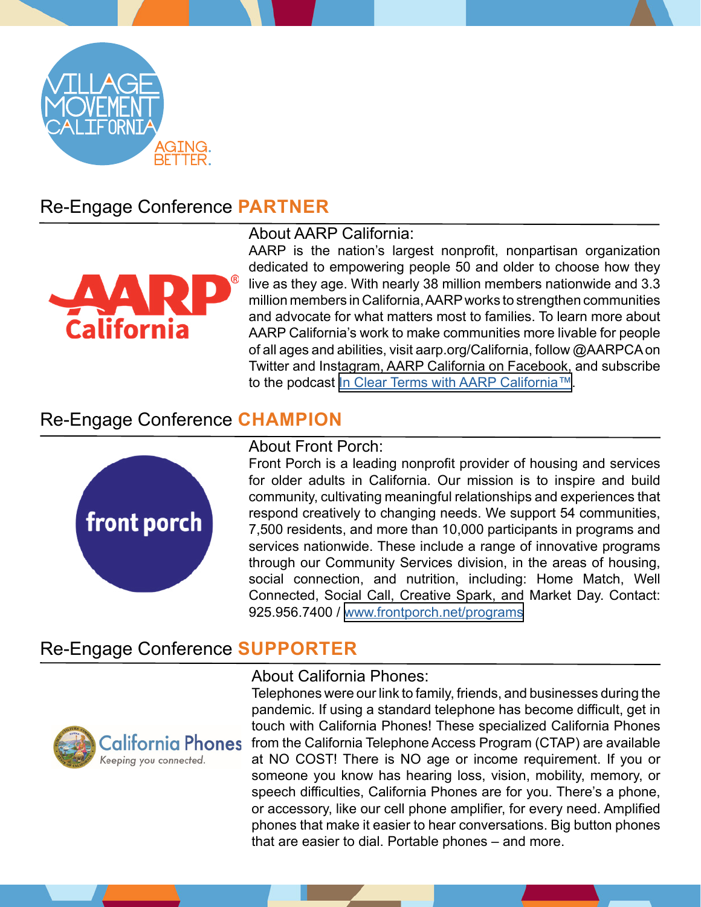## Re-Engage Conference **PARTNER**

### About AARP California:

AARP is the nation's largest nonprofit, nonpartisan organization dedicated to empowering people 50 and older to choose how they live as they age. With nearly 38 million members nationwide and 3.3 million members in California, AARP works to strengthen communities and advocate for what matters most to families. To learn more about AARP California's work to make communities more livable for people of all ages and abilities, visit aarp.org/California, follow @AARPCA on Twitter and Instagram, AARP California on Facebook, and subscribe to the podcast In Clear Terms with AARP California™.

## Re-Engage Conference **CHAMPION**

### About Front Porch:

Front Porch is a leading nonprofit provider of housing and services for older adults in California. Our mission is to inspire and build community, cultivating meaningful relationships and experiences that respond creatively to changing needs. We support 54 communities, 7,500 residents, and more than 10,000 participants in programs and services nationwide. These include a range of innovative programs through our Community Services division, in the areas of housing, social connection, and nutrition, including: Home Match, Well Connected, Social Call, Creative Spark, and Market Day. Contact: 925.956.7400 / www.frontporch.net/programs

## Re-Engage Conference **SUPPORTER**

### About California Phones:

Telephones were our link to family, friends, and businesses during the pandemic. If using a standard telephone has become difficult, get in touch with California Phones! These specialized California Phones from the California Telephone Access Program (CTAP) are available at NO COST! There is NO age or income requirement. If you or someone you know has hearing loss, vision, mobility, memory, or speech difficulties, California Phones are for you. There's a phone, or accessory, like our cell phone amplifier, for every need. Amplified phones that make it easier to hear conversations. Big button phones that are easier to dial. Portable phones – and more.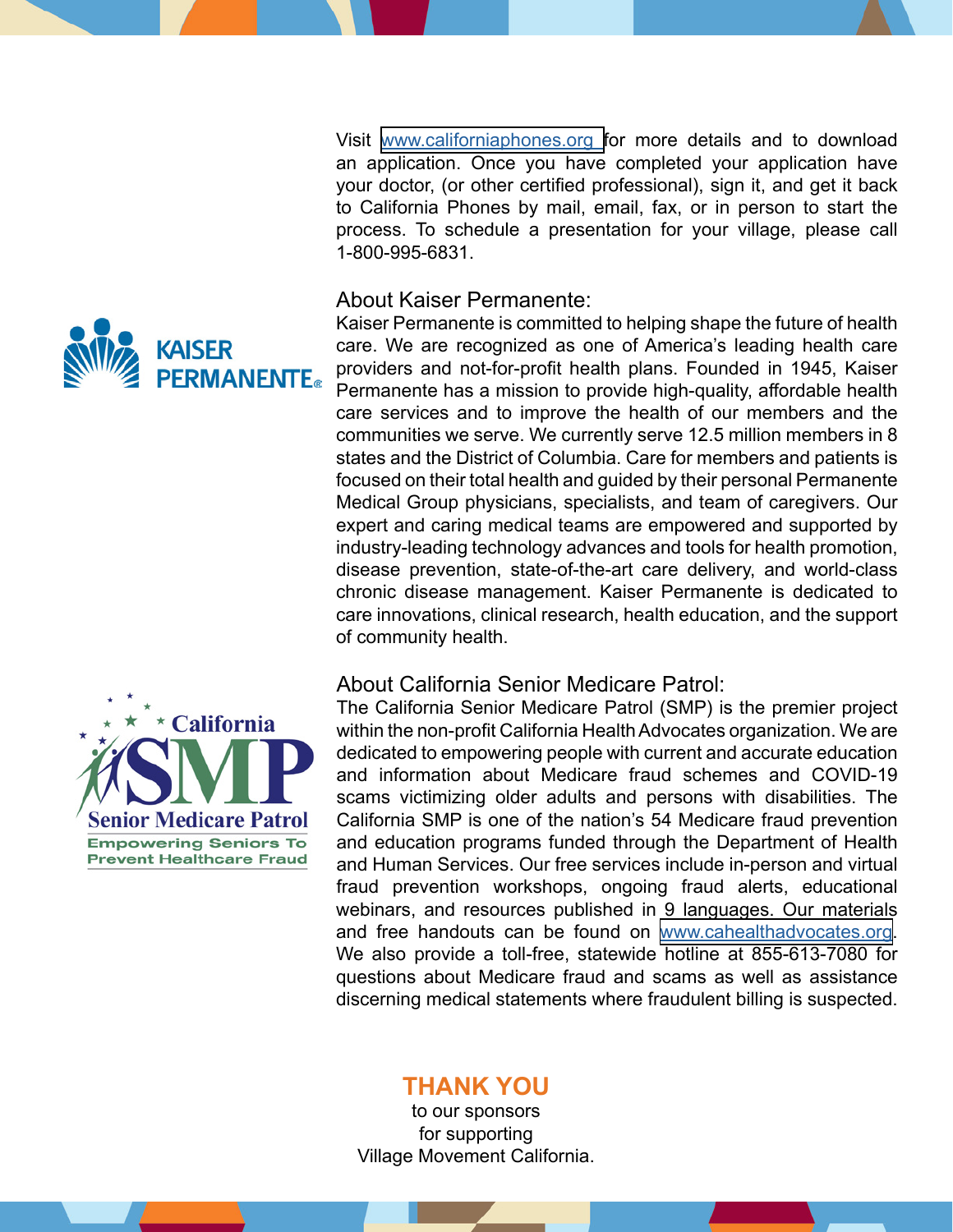Visit www.californiaphones.org for more details and to download an application. Once you have completed your application have your doctor, (or other certified professional), sign it, and get it back to California Phones by mail, email, fax, or in person to start the process. To schedule a presentation for your village, please call 1-800-995-6831.

KAISER PERMANENTE

## About Kaiser Permanente:

Kaiser Permanente is committed to helping shape the future of health care. We are recognized as one of America's leading health care providers and not-for-profit health plans. Founded in 1945, Kaiser Permanente has a mission to provide high-quality, affordable health care services and to improve the health of our members and the communities we serve. We currently serve 12.5 million members in 8 states and the District of Columbia. Care for members and patients is focused on their total health and guided by their personal Permanente Medical Group physicians, specialists, and team of caregivers. Our expert and caring medical teams are empowered and supported by industry-leading technology advances and tools for health promotion, disease prevention, state-of-the-art care delivery, and world-class chronic disease management. Kaiser Permanente is dedicated to care innovations, clinical research, health education, and the support of community health.

California SMP Senior Medicare Patrol
Empowering Seniors To Prevent Healthcare Fraud

## About California Senior Medicare Patrol:

The California Senior Medicare Patrol (SMP) is the premier project within the non-profit California Health Advocates organization. We are dedicated to empowering people with current and accurate education and information about Medicare fraud schemes and COVID-19 scams victimizing older adults and persons with disabilities. The California SMP is one of the nation's 54 Medicare fraud prevention and education programs funded through the Department of Health and Human Services. Our free services include in-person and virtual fraud prevention workshops, ongoing fraud alerts, educational webinars, and resources published in 9 languages. Our materials and free handouts can be found on www.cahealthadvocates.org. We also provide a toll-free, statewide hotline at 855-613-7080 for questions about Medicare fraud and scams as well as assistance discerning medical statements where fraudulent billing is suspected.

**THANK YOU**

to our sponsors
for supporting
Village Movement California.